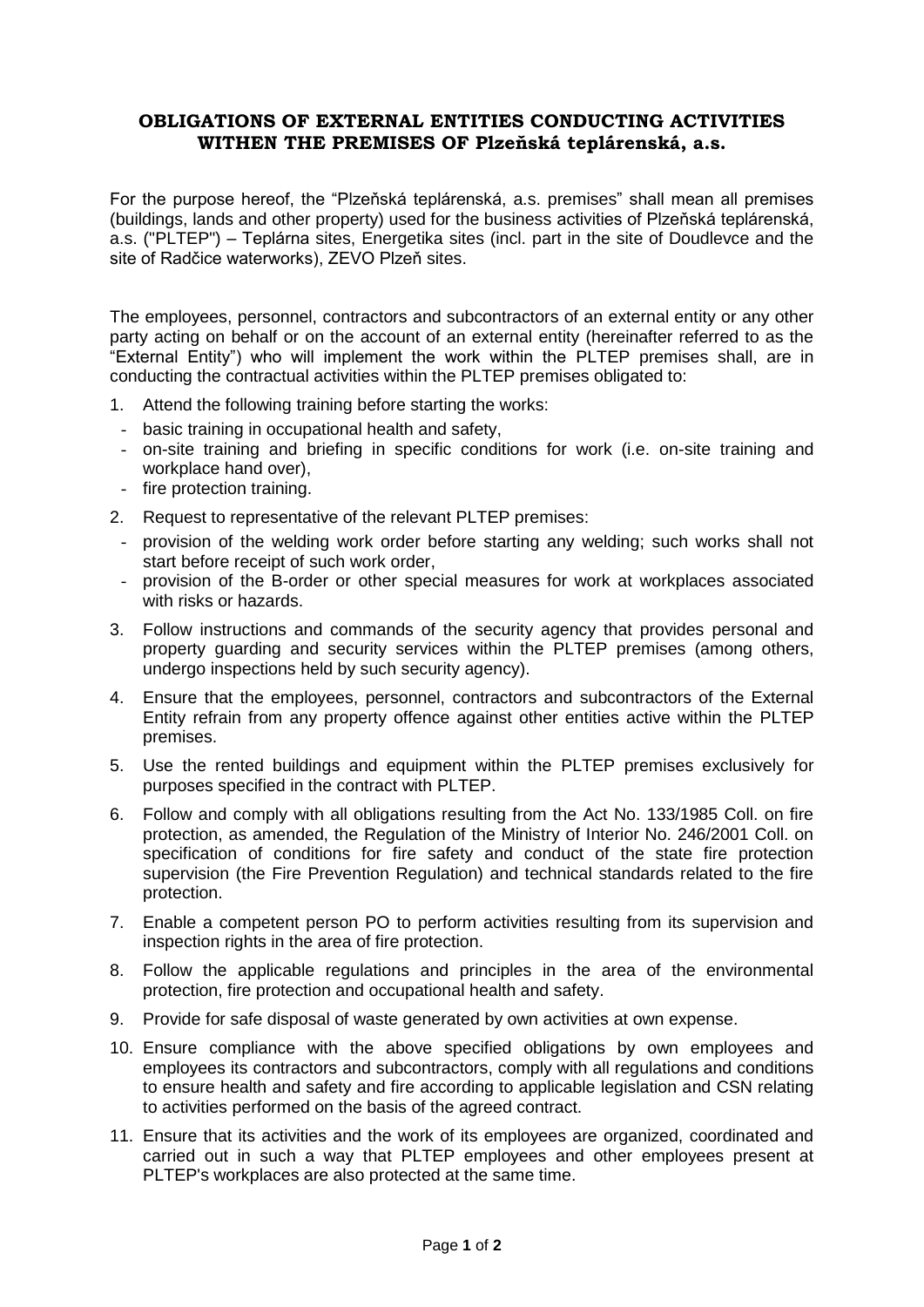## OBLIGATIONS OF EXTERNAL ENTITIES CONDUCTING ACTIVITIES WITHEN THE PREMISES OF Plzeňská teplárenská, a.s.

For the purpose hereof, the "Plzeňská teplárenská, a.s. premises" shall mean all premises (buildings, lands and other property) used for the business activities of Plzeňská teplárenská, a.s. ("PLTEP") – Teplárna sites, Energetika sites (incl. part in the site of Doudlevce and the site of Radčice waterworks), ZEVO Plzeň sites.

The employees, personnel, contractors and subcontractors of an external entity or any other party acting on behalf or on the account of an external entity (hereinafter referred to as the "External Entity") who will implement the work within the PLTEP premises shall, are in conducting the contractual activities within the PLTEP premises obligated to:

1. Attend the following training before starting the works:
   - basic training in occupational health and safety,
   - on-site training and briefing in specific conditions for work (i.e. on-site training and workplace hand over),
   - fire protection training.
2. Request to representative of the relevant PLTEP premises:
   - provision of the welding work order before starting any welding; such works shall not start before receipt of such work order,
   - provision of the B-order or other special measures for work at workplaces associated with risks or hazards.
3. Follow instructions and commands of the security agency that provides personal and property guarding and security services within the PLTEP premises (among others, undergo inspections held by such security agency).
4. Ensure that the employees, personnel, contractors and subcontractors of the External Entity refrain from any property offence against other entities active within the PLTEP premises.
5. Use the rented buildings and equipment within the PLTEP premises exclusively for purposes specified in the contract with PLTEP.
6. Follow and comply with all obligations resulting from the Act No. 133/1985 Coll. on fire protection, as amended, the Regulation of the Ministry of Interior No. 246/2001 Coll. on specification of conditions for fire safety and conduct of the state fire protection supervision (the Fire Prevention Regulation) and technical standards related to the fire protection.
7. Enable a competent person PO to perform activities resulting from its supervision and inspection rights in the area of fire protection.
8. Follow the applicable regulations and principles in the area of the environmental protection, fire protection and occupational health and safety.
9. Provide for safe disposal of waste generated by own activities at own expense.
10. Ensure compliance with the above specified obligations by own employees and employees its contractors and subcontractors, comply with all regulations and conditions to ensure health and safety and fire according to applicable legislation and CSN relating to activities performed on the basis of the agreed contract.
11. Ensure that its activities and the work of its employees are organized, coordinated and carried out in such a way that PLTEP employees and other employees present at PLTEP's workplaces are also protected at the same time.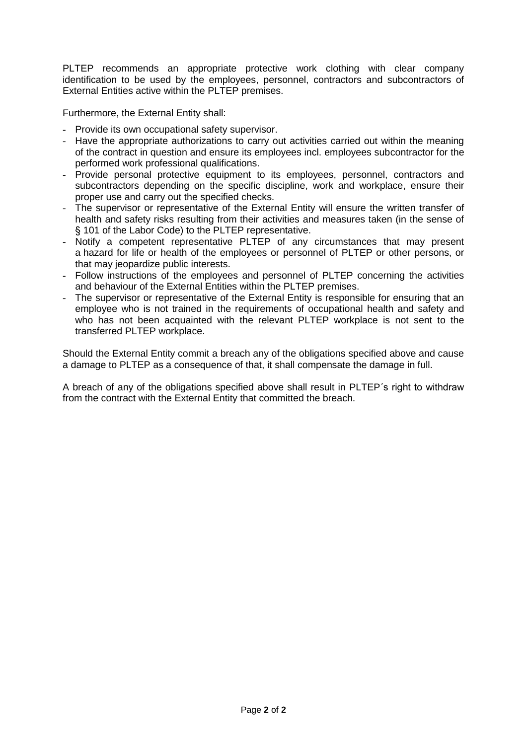PLTEP recommends an appropriate protective work clothing with clear company identification to be used by the employees, personnel, contractors and subcontractors of External Entities active within the PLTEP premises.

Furthermore, the External Entity shall:

- Provide its own occupational safety supervisor.
- Have the appropriate authorizations to carry out activities carried out within the meaning of the contract in question and ensure its employees incl. employees subcontractor for the performed work professional qualifications.
- Provide personal protective equipment to its employees, personnel, contractors and subcontractors depending on the specific discipline, work and workplace, ensure their proper use and carry out the specified checks.
- The supervisor or representative of the External Entity will ensure the written transfer of health and safety risks resulting from their activities and measures taken (in the sense of § 101 of the Labor Code) to the PLTEP representative.
- Notify a competent representative PLTEP of any circumstances that may present a hazard for life or health of the employees or personnel of PLTEP or other persons, or that may jeopardize public interests.
- Follow instructions of the employees and personnel of PLTEP concerning the activities and behaviour of the External Entities within the PLTEP premises.
- The supervisor or representative of the External Entity is responsible for ensuring that an employee who is not trained in the requirements of occupational health and safety and who has not been acquainted with the relevant PLTEP workplace is not sent to the transferred PLTEP workplace.

Should the External Entity commit a breach any of the obligations specified above and cause a damage to PLTEP as a consequence of that, it shall compensate the damage in full.

A breach of any of the obligations specified above shall result in PLTEP´s right to withdraw from the contract with the External Entity that committed the breach.